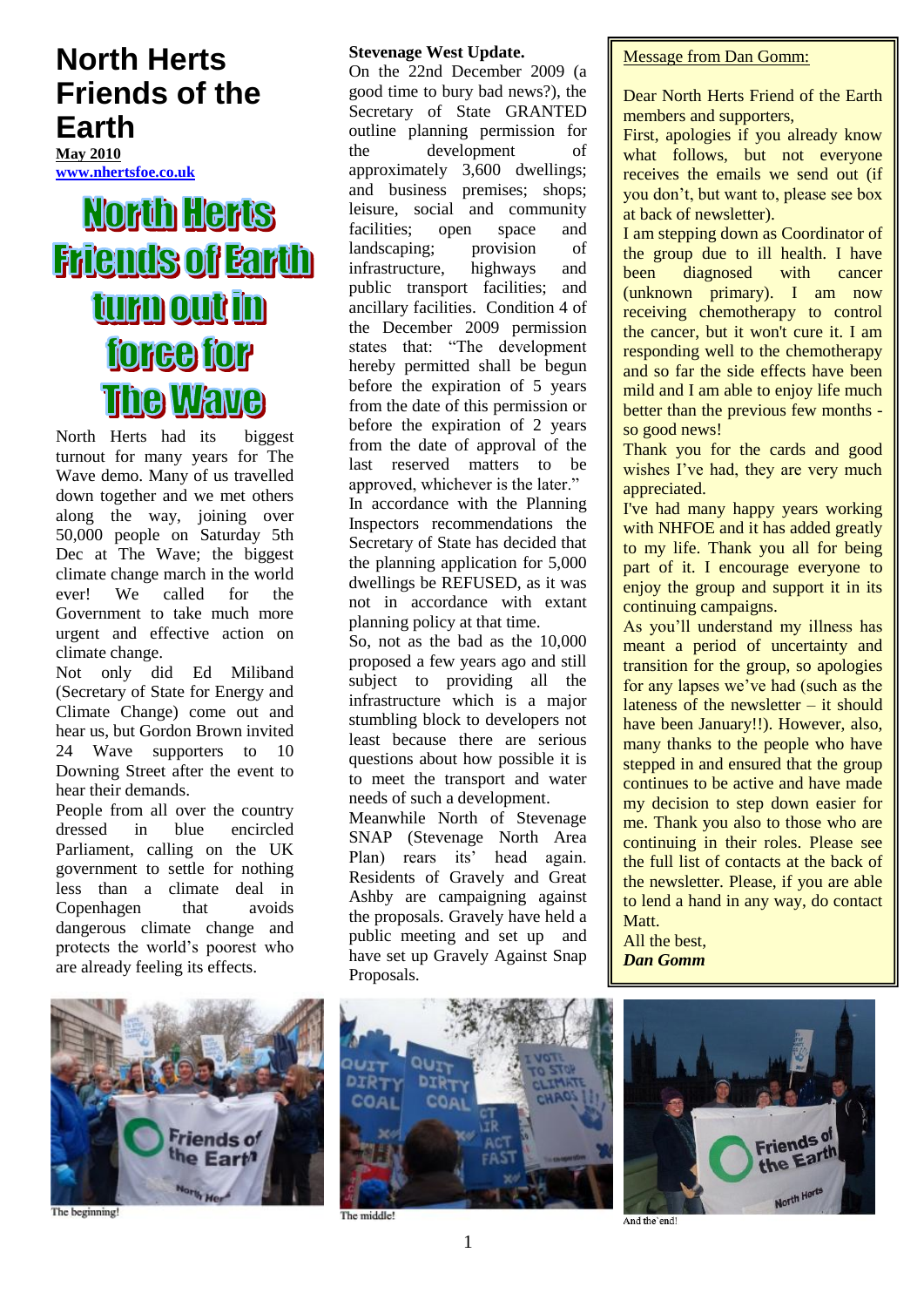# North Herts Friends of the Earth

**May 2010**

**www.nhertsfoe.co.uk**

## North Herts Friends of Earth turn out in force for The Wave

North Herts had its biggest turnout for many years for The Wave demo. Many of us travelled down together and we met others along the way, joining over 50,000 people on Saturday 5th Dec at The Wave; the biggest climate change march in the world ever! We called for the Government to take much more urgent and effective action on climate change.

Not only did Ed Miliband (Secretary of State for Energy and Climate Change) come out and hear us, but Gordon Brown invited 24 Wave supporters to 10 Downing Street after the event to hear their demands.

People from all over the country dressed in blue encircled Parliament, calling on the UK government to settle for nothing less than a climate deal in Copenhagen that avoids dangerous climate change and protects the world's poorest who are already feeling its effects.

### Stevenage West Update.

On the 22nd December 2009 (a good time to bury bad news?), the Secretary of State GRANTED outline planning permission for the development of approximately 3,600 dwellings; and business premises; shops; leisure, social and community facilities; open space and landscaping; provision of infrastructure, highways and public transport facilities; and ancillary facilities. Condition 4 of the December 2009 permission states that: "The development hereby permitted shall be begun before the expiration of 5 years from the date of this permission or before the expiration of 2 years from the date of approval of the last reserved matters to be approved, whichever is the later."

In accordance with the Planning Inspectors recommendations the Secretary of State has decided that the planning application for 5,000 dwellings be REFUSED, as it was not in accordance with extant planning policy at that time.

So, not as the bad as the 10,000 proposed a few years ago and still subject to providing all the infrastructure which is a major stumbling block to developers not least because there are serious questions about how possible it is to meet the transport and water needs of such a development.

Meanwhile North of Stevenage SNAP (Stevenage North Area Plan) rears its' head again. Residents of Gravely and Great Ashby are campaigning against the proposals. Gravely have held a public meeting and set up and have set up Gravely Against Snap Proposals.

### Message from Dan Gomm:

Dear North Herts Friend of the Earth members and supporters,

First, apologies if you already know what follows, but not everyone receives the emails we send out (if you don't, but want to, please see box at back of newsletter).

I am stepping down as Coordinator of the group due to ill health. I have been diagnosed with cancer (unknown primary). I am now receiving chemotherapy to control the cancer, but it won't cure it. I am responding well to the chemotherapy and so far the side effects have been mild and I am able to enjoy life much better than the previous few months - so good news!

Thank you for the cards and good wishes I've had, they are very much appreciated.

I've had many happy years working with NHFOE and it has added greatly to my life. Thank you all for being part of it. I encourage everyone to enjoy the group and support it in its continuing campaigns.

As you'll understand my illness has meant a period of uncertainty and transition for the group, so apologies for any lapses we've had (such as the lateness of the newsletter – it should have been January!!). However, also, many thanks to the people who have stepped in and ensured that the group continues to be active and have made my decision to step down easier for me. Thank you also to those who are continuing in their roles. Please see the full list of contacts at the back of the newsletter. Please, if you are able to lend a hand in any way, do contact Matt.

All the best,

***Dan Gomm***

The beginning!

The middle!

And the end!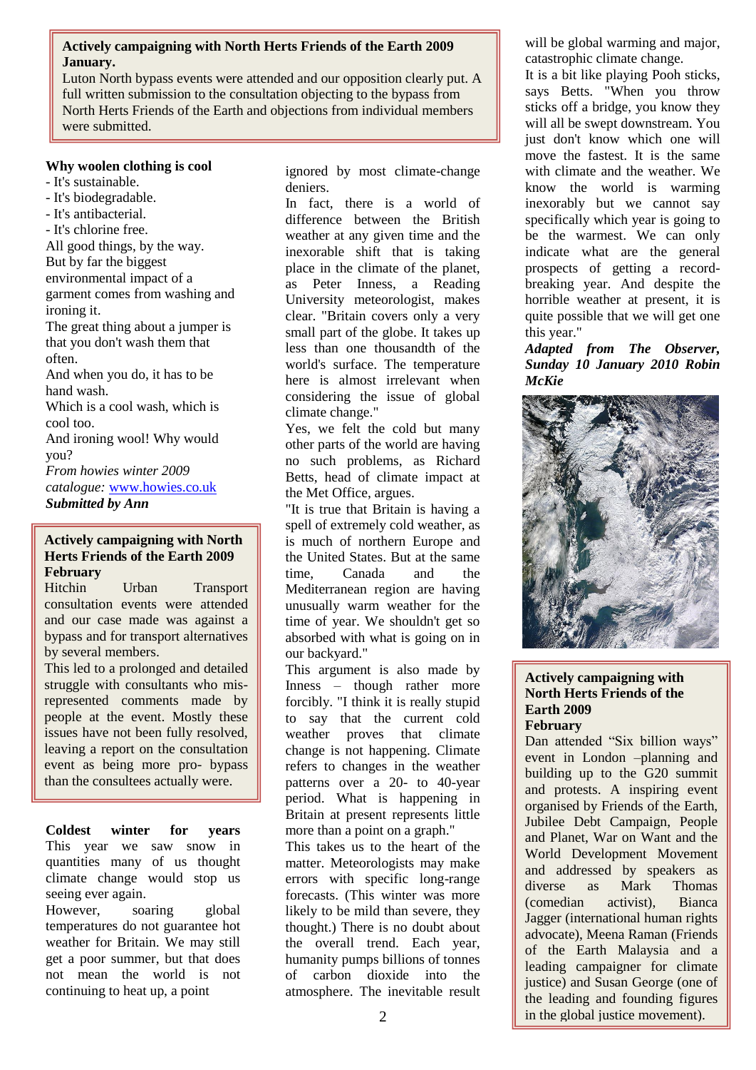**Actively campaigning with North Herts Friends of the Earth 2009 January.**

Luton North bypass events were attended and our opposition clearly put. A full written submission to the consultation objecting to the bypass from North Herts Friends of the Earth and objections from individual members were submitted.

**Why woolen clothing is cool**

- It's sustainable.
- It's biodegradable.
- It's antibacterial.
- It's chlorine free.

All good things, by the way.

But by far the biggest environmental impact of a garment comes from washing and ironing it.

The great thing about a jumper is that you don't wash them that often.

And when you do, it has to be hand wash.

Which is a cool wash, which is cool too.

And ironing wool! Why would you?

*From howies winter 2009 catalogue:* www.howies.co.uk

***Submitted by Ann***

**Actively campaigning with North Herts Friends of the Earth 2009 February**

Hitchin Urban Transport consultation events were attended and our case made was against a bypass and for transport alternatives by several members.

This led to a prolonged and detailed struggle with consultants who mis-represented comments made by people at the event. Mostly these issues have not been fully resolved, leaving a report on the consultation event as being more pro- bypass than the consultees actually were.

**Coldest winter for years**

This year we saw snow in quantities many of us thought climate change would stop us seeing ever again.

However, soaring global temperatures do not guarantee hot weather for Britain. We may still get a poor summer, but that does not mean the world is not continuing to heat up, a point ignored by most climate-change deniers.

In fact, there is a world of difference between the British weather at any given time and the inexorable shift that is taking place in the climate of the planet, as Peter Inness, a Reading University meteorologist, makes clear. "Britain covers only a very small part of the globe. It takes up less than one thousandth of the world's surface. The temperature here is almost irrelevant when considering the issue of global climate change."

Yes, we felt the cold but many other parts of the world are having no such problems, as Richard Betts, head of climate impact at the Met Office, argues.

"It is true that Britain is having a spell of extremely cold weather, as is much of northern Europe and the United States. But at the same time, Canada and the Mediterranean region are having unusually warm weather for the time of year. We shouldn't get so absorbed with what is going on in our backyard."

This argument is also made by Inness – though rather more forcibly. "I think it is really stupid to say that the current cold weather proves that climate change is not happening. Climate refers to changes in the weather patterns over a 20- to 40-year period. What is happening in Britain at present represents little more than a point on a graph."

This takes us to the heart of the matter. Meteorologists may make errors with specific long-range forecasts. (This winter was more likely to be mild than severe, they thought.) There is no doubt about the overall trend. Each year, humanity pumps billions of tonnes of carbon dioxide into the atmosphere. The inevitable result will be global warming and major, catastrophic climate change.

It is a bit like playing Pooh sticks, says Betts. "When you throw sticks off a bridge, you know they will all be swept downstream. You just don't know which one will move the fastest. It is the same with climate and the weather. We know the world is warming inexorably but we cannot say specifically which year is going to be the warmest. We can only indicate what are the general prospects of getting a record-breaking year. And despite the horrible weather at present, it is quite possible that we will get one this year."

***Adapted from The Observer, Sunday 10 January 2010 Robin McKie***

**Actively campaigning with North Herts Friends of the Earth 2009 February**

Dan attended "Six billion ways" event in London –planning and building up to the G20 summit and protests. A inspiring event organised by Friends of the Earth, Jubilee Debt Campaign, People and Planet, War on Want and the World Development Movement and addressed by speakers as diverse as Mark Thomas (comedian activist), Bianca Jagger (international human rights advocate), Meena Raman (Friends of the Earth Malaysia and a leading campaigner for climate justice) and Susan George (one of the leading and founding figures in the global justice movement).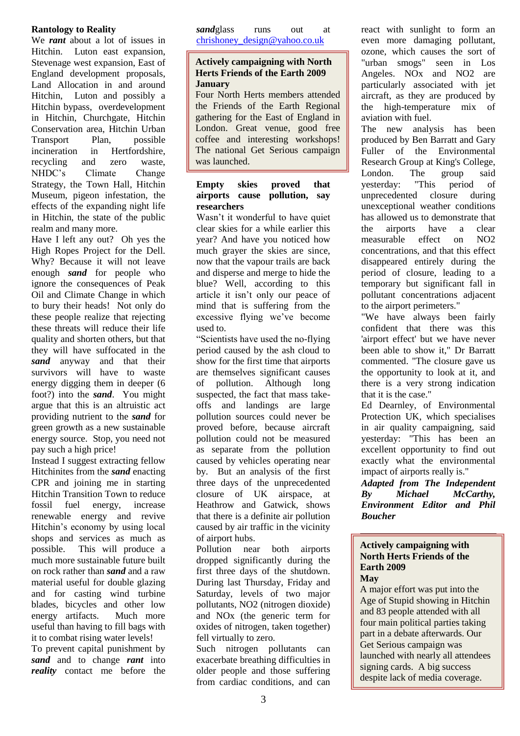**Rantology to Reality**

We ***rant*** about a lot of issues in Hitchin. Luton east expansion, Stevenage west expansion, East of England development proposals, Land Allocation in and around Hitchin, Luton and possibly a Hitchin bypass, overdevelopment in Hitchin, Churchgate, Hitchin Conservation area, Hitchin Urban Transport Plan, possible incineration in Hertfordshire, recycling and zero waste, NHDC's Climate Change Strategy, the Town Hall, Hitchin Museum, pigeon infestation, the effects of the expanding night life in Hitchin, the state of the public realm and many more.

Have I left any out? Oh yes the High Ropes Project for the Dell. Why? Because it will not leave enough ***sand*** for people who ignore the consequences of Peak Oil and Climate Change in which to bury their heads! Not only do these people realize that rejecting these threats will reduce their life quality and shorten others, but that they will have suffocated in the ***sand*** anyway and that their survivors will have to waste energy digging them in deeper (6 foot?) into the ***sand***. You might argue that this is an altruistic act providing nutrient to the ***sand*** for green growth as a new sustainable energy source. Stop, you need not pay such a high price!

Instead I suggest extracting fellow Hitchinites from the ***sand*** enacting CPR and joining me in starting Hitchin Transition Town to reduce fossil fuel energy, increase renewable energy and revive Hitchin's economy by using local shops and services as much as possible. This will produce a much more sustainable future built on rock rather than ***sand*** and a raw material useful for double glazing and for casting wind turbine blades, bicycles and other low energy artifacts. Much more useful than having to fill bags with it to combat rising water levels!

To prevent capital punishment by ***sand*** and to change ***rant*** into ***reality*** contact me before the ***sand***glass runs out at chrishoney_design@yahoo.co.uk

**Actively campaigning with North Herts Friends of the Earth 2009**
**January**

Four North Herts members attended the Friends of the Earth Regional gathering for the East of England in London. Great venue, good free coffee and interesting workshops! The national Get Serious campaign was launched.

**Empty skies proved that airports cause pollution, say researchers**

Wasn't it wonderful to have quiet clear skies for a while earlier this year? And have you noticed how much grayer the skies are since, now that the vapour trails are back and disperse and merge to hide the blue? Well, according to this article it isn't only our peace of mind that is suffering from the excessive flying we've become used to.

"Scientists have used the no-flying period caused by the ash cloud to show for the first time that airports are themselves significant causes of pollution. Although long suspected, the fact that mass take-offs and landings are large pollution sources could never be proved before, because aircraft pollution could not be measured as separate from the pollution caused by vehicles operating near by. But an analysis of the first three days of the unprecedented closure of UK airspace, at Heathrow and Gatwick, shows that there is a definite air pollution caused by air traffic in the vicinity of airport hubs.

Pollution near both airports dropped significantly during the first three days of the shutdown. During last Thursday, Friday and Saturday, levels of two major pollutants, $NO_2$ (nitrogen dioxide) and $NO_x$ (the generic term for oxides of nitrogen, taken together) fell virtually to zero.

Such nitrogen pollutants can exacerbate breathing difficulties in older people and those suffering from cardiac conditions, and can react with sunlight to form an even more damaging pollutant, ozone, which causes the sort of "urban smogs" seen in Los Angeles. $NO_x$ and $NO_2$ are particularly associated with jet aircraft, as they are produced by the high-temperature mix of aviation with fuel.

The new analysis has been produced by Ben Barratt and Gary Fuller of the Environmental Research Group at King's College, London. The group said yesterday: "This period of unprecedented closure during unexceptional weather conditions has allowed us to demonstrate that the airports have a clear measurable effect on $NO_2$ concentrations, and that this effect disappeared entirely during the period of closure, leading to a temporary but significant fall in pollutant concentrations adjacent to the airport perimeters."

"We have always been fairly confident that there was this 'airport effect' but we have never been able to show it," Dr Barratt commented. "The closure gave us the opportunity to look at it, and there is a very strong indication that it is the case."

Ed Dearnley, of Environmental Protection UK, which specialises in air quality campaigning, said yesterday: "This has been an excellent opportunity to find out exactly what the environmental impact of airports really is."

***Adapted from The Independent By Michael McCarthy, Environment Editor and Phil Boucher***

**Actively campaigning with North Herts Friends of the Earth 2009**
**May**

A major effort was put into the Age of Stupid showing in Hitchin and 83 people attended with all four main political parties taking part in a debate afterwards. Our Get Serious campaign was launched with nearly all attendees signing cards. A big success despite lack of media coverage.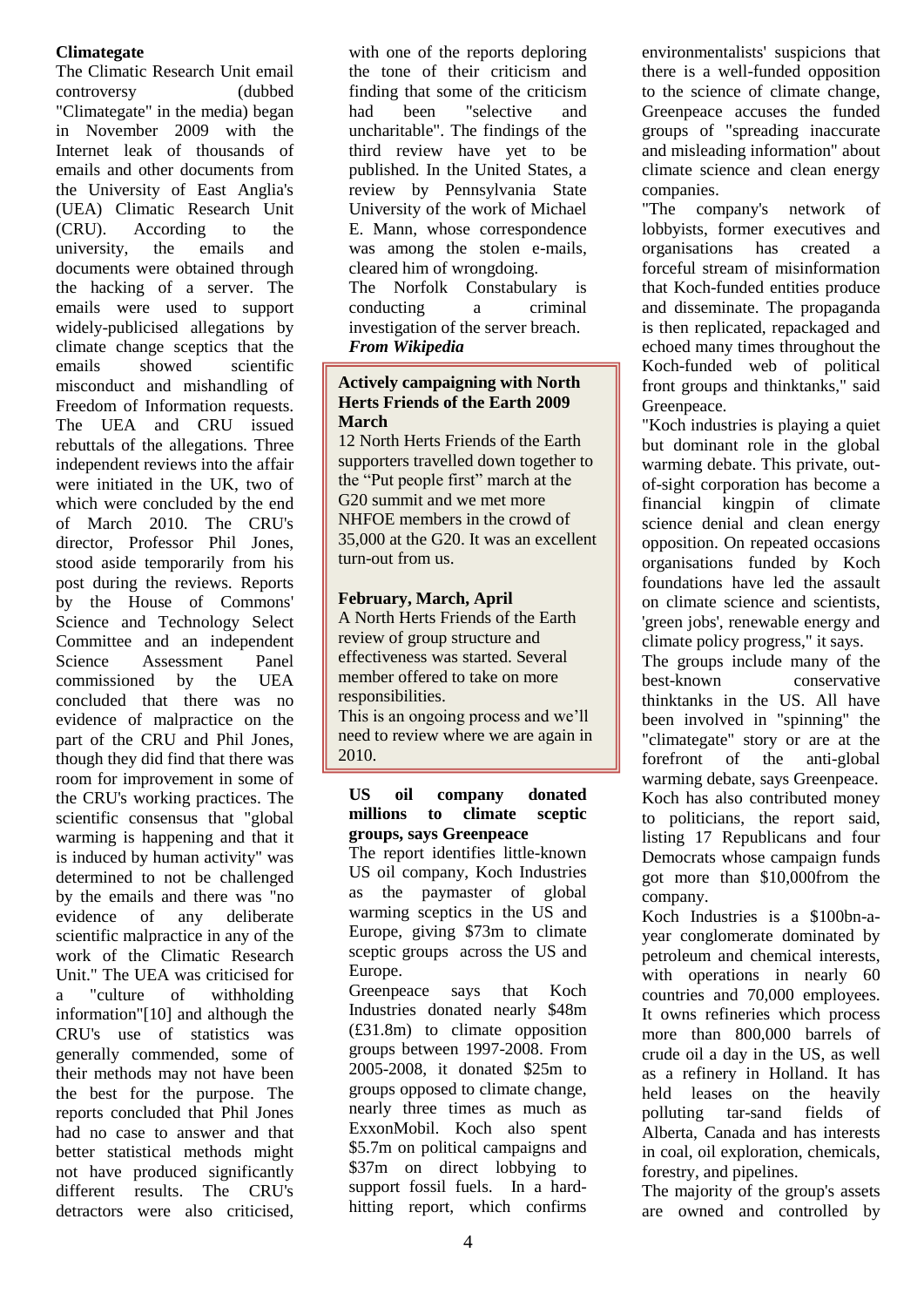**Climategate**

The Climatic Research Unit email controversy (dubbed "Climategate" in the media) began in November 2009 with the Internet leak of thousands of emails and other documents from the University of East Anglia's (UEA) Climatic Research Unit (CRU). According to the university, the emails and documents were obtained through the hacking of a server. The emails were used to support widely-publicised allegations by climate change sceptics that the emails showed scientific misconduct and mishandling of Freedom of Information requests. The UEA and CRU issued rebuttals of the allegations. Three independent reviews into the affair were initiated in the UK, two of which were concluded by the end of March 2010. The CRU's director, Professor Phil Jones, stood aside temporarily from his post during the reviews. Reports by the House of Commons' Science and Technology Select Committee and an independent Science Assessment Panel commissioned by the UEA concluded that there was no evidence of malpractice on the part of the CRU and Phil Jones, though they did find that there was room for improvement in some of the CRU's working practices. The scientific consensus that "global warming is happening and that it is induced by human activity" was determined to not be challenged by the emails and there was "no evidence of any deliberate scientific malpractice in any of the work of the Climatic Research Unit." The UEA was criticised for a "culture of withholding information"[10] and although the CRU's use of statistics was generally commended, some of their methods may not have been the best for the purpose. The reports concluded that Phil Jones had no case to answer and that better statistical methods might not have produced significantly different results. The CRU's detractors were also criticised, with one of the reports deploring the tone of their criticism and finding that some of the criticism had been "selective and uncharitable". The findings of the third review have yet to be published. In the United States, a review by Pennsylvania State University of the work of Michael E. Mann, whose correspondence was among the stolen e-mails, cleared him of wrongdoing.

The Norfolk Constabulary is conducting a criminal investigation of the server breach.

***From Wikipedia***

**Actively campaigning with North Herts Friends of the Earth 2009 March**

12 North Herts Friends of the Earth supporters travelled down together to the "Put people first" march at the G20 summit and we met more NHFOE members in the crowd of 35,000 at the G20. It was an excellent turn-out from us.

**February, March, April**

A North Herts Friends of the Earth review of group structure and effectiveness was started. Several member offered to take on more responsibilities.

This is an ongoing process and we'll need to review where we are again in 2010.

**US oil company donated millions to climate sceptic groups, says Greenpeace**

The report identifies little-known US oil company, Koch Industries as the paymaster of global warming sceptics in the US and Europe, giving $73m to climate sceptic groups across the US and Europe.

Greenpeace says that Koch Industries donated nearly $48m (£31.8m) to climate opposition groups between 1997-2008. From 2005-2008, it donated $25m to groups opposed to climate change, nearly three times as much as ExxonMobil. Koch also spent $5.7m on political campaigns and $37m on direct lobbying to support fossil fuels. In a hard-hitting report, which confirms environmentalists' suspicions that there is a well-funded opposition to the science of climate change, Greenpeace accuses the funded groups of "spreading inaccurate and misleading information" about climate science and clean energy companies.

"The company's network of lobbyists, former executives and organisations has created a forceful stream of misinformation that Koch-funded entities produce and disseminate. The propaganda is then replicated, repackaged and echoed many times throughout the Koch-funded web of political front groups and thinktanks," said Greenpeace.

"Koch industries is playing a quiet but dominant role in the global warming debate. This private, out-of-sight corporation has become a financial kingpin of climate science denial and clean energy opposition. On repeated occasions organisations funded by Koch foundations have led the assault on climate science and scientists, 'green jobs', renewable energy and climate policy progress," it says.

The groups include many of the best-known conservative thinktanks in the US. All have been involved in "spinning" the "climategate" story or are at the forefront of the anti-global warming debate, says Greenpeace.

Koch has also contributed money to politicians, the report said, listing 17 Republicans and four Democrats whose campaign funds got more than $10,000from the company.

Koch Industries is a $100bn-a-year conglomerate dominated by petroleum and chemical interests, with operations in nearly 60 countries and 70,000 employees. It owns refineries which process more than 800,000 barrels of crude oil a day in the US, as well as a refinery in Holland. It has held leases on the heavily polluting tar-sand fields of Alberta, Canada and has interests in coal, oil exploration, chemicals, forestry, and pipelines.

The majority of the group's assets are owned and controlled by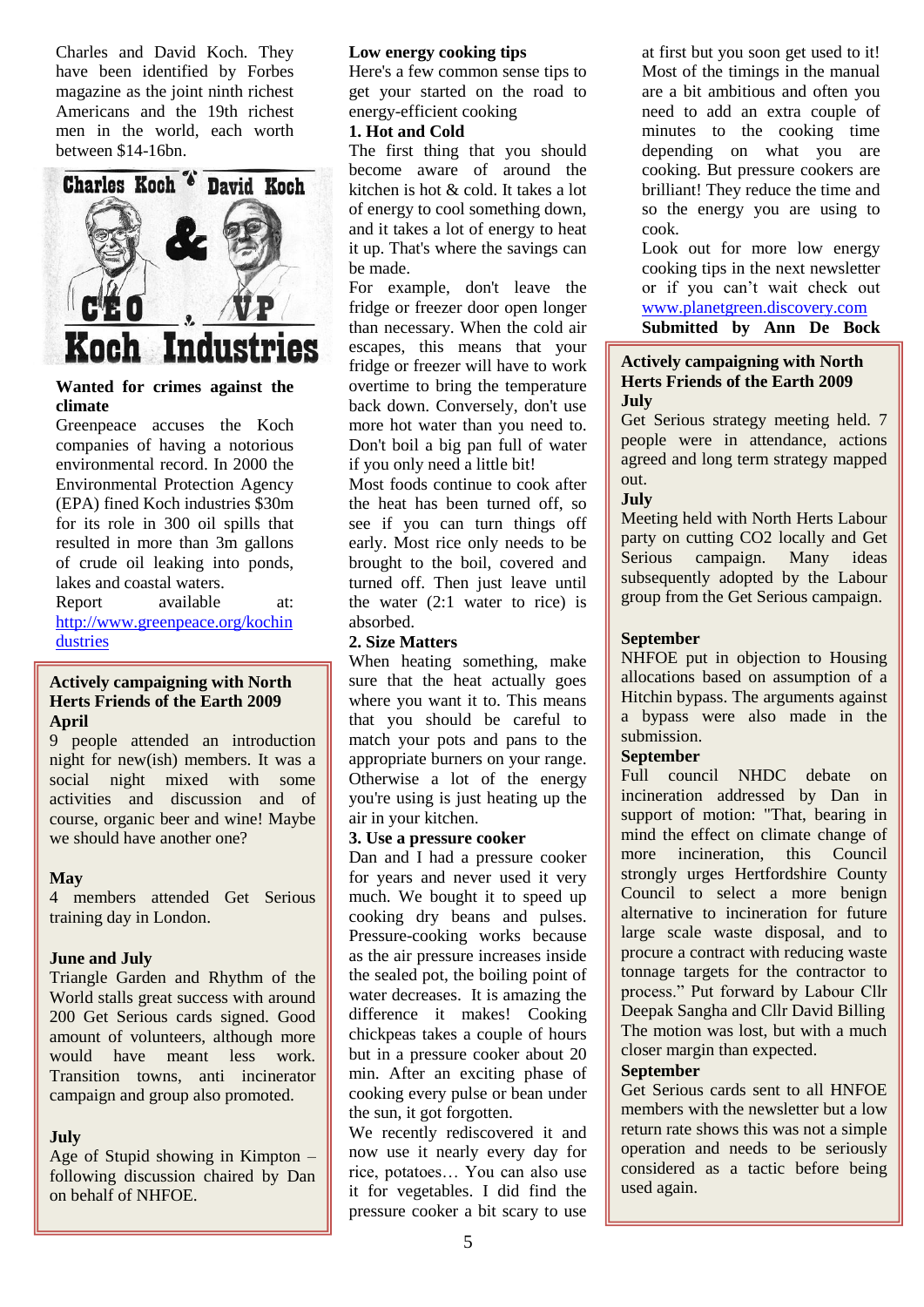Charles and David Koch. They have been identified by Forbes magazine as the joint ninth richest Americans and the 19th richest men in the world, each worth between $14-16bn.

Charles Koch & David Koch

CEO VP

Koch Industries

**Wanted for crimes against the climate**

Greenpeace accuses the Koch companies of having a notorious environmental record. In 2000 the Environmental Protection Agency (EPA) fined Koch industries $30m for its role in 300 oil spills that resulted in more than 3m gallons of crude oil leaking into ponds, lakes and coastal waters.

Report available at: http://www.greenpeace.org/kochindustries

### Actively campaigning with North Herts Friends of the Earth 2009

**April**

9 people attended an introduction night for new(ish) members. It was a social night mixed with some activities and discussion and of course, organic beer and wine! Maybe we should have another one?

**May**

4 members attended Get Serious training day in London.

**June and July**

Triangle Garden and Rhythm of the World stalls great success with around 200 Get Serious cards signed. Good amount of volunteers, although more would have meant less work. Transition towns, anti incinerator campaign and group also promoted.

**July**

Age of Stupid showing in Kimpton – following discussion chaired by Dan on behalf of NHFOE.

## Low energy cooking tips

Here's a few common sense tips to get your started on the road to energy-efficient cooking

**1. Hot and Cold**

The first thing that you should become aware of around the kitchen is hot & cold. It takes a lot of energy to cool something down, and it takes a lot of energy to heat it up. That's where the savings can be made.

For example, don't leave the fridge or freezer door open longer than necessary. When the cold air escapes, this means that your fridge or freezer will have to work overtime to bring the temperature back down. Conversely, don't use more hot water than you need to. Don't boil a big pan full of water if you only need a little bit!

Most foods continue to cook after the heat has been turned off, so see if you can turn things off early. Most rice only needs to be brought to the boil, covered and turned off. Then just leave until the water (2:1 water to rice) is absorbed.

**2. Size Matters**

When heating something, make sure that the heat actually goes where you want it to. This means that you should be careful to match your pots and pans to the appropriate burners on your range. Otherwise a lot of the energy you're using is just heating up the air in your kitchen.

**3. Use a pressure cooker**

Dan and I had a pressure cooker for years and never used it very much. We bought it to speed up cooking dry beans and pulses. Pressure-cooking works because as the air pressure increases inside the sealed pot, the boiling point of water decreases. It is amazing the difference it makes! Cooking chickpeas takes a couple of hours but in a pressure cooker about 20 min. After an exciting phase of cooking every pulse or bean under the sun, it got forgotten.

We recently rediscovered it and now use it nearly every day for rice, potatoes… You can also use it for vegetables. I did find the pressure cooker a bit scary to use at first but you soon get used to it! Most of the timings in the manual are a bit ambitious and often you need to add an extra couple of minutes to the cooking time depending on what you are cooking. But pressure cookers are brilliant! They reduce the time and so the energy you are using to cook.

Look out for more low energy cooking tips in the next newsletter or if you can't wait check out www.planetgreen.discovery.com

**Submitted by Ann De Bock**

### Actively campaigning with North Herts Friends of the Earth 2009

**July**

Get Serious strategy meeting held. 7 people were in attendance, actions agreed and long term strategy mapped out.

**July**

Meeting held with North Herts Labour party on cutting CO2 locally and Get Serious campaign. Many ideas subsequently adopted by the Labour group from the Get Serious campaign.

**September**

NHFOE put in objection to Housing allocations based on assumption of a Hitchin bypass. The arguments against a bypass were also made in the submission.

**September**

Full council NHDC debate on incineration addressed by Dan in support of motion: "That, bearing in mind the effect on climate change of more incineration, this Council strongly urges Hertfordshire County Council to select a more benign alternative to incineration for future large scale waste disposal, and to procure a contract with reducing waste tonnage targets for the contractor to process." Put forward by Labour Cllr Deepak Sangha and Cllr David Billing The motion was lost, but with a much closer margin than expected.

**September**

Get Serious cards sent to all HNFOE members with the newsletter but a low return rate shows this was not a simple operation and needs to be seriously considered as a tactic before being used again.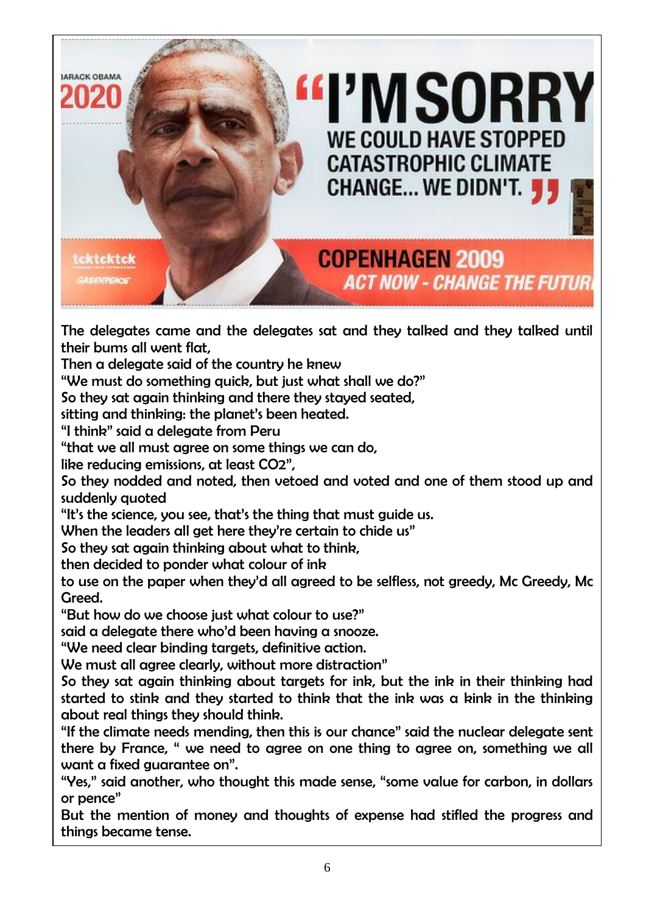The delegates came and the delegates sat and they talked and they talked until their bums all went flat,
Then a delegate said of the country he knew
"We must do something quick, but just what shall we do?"
So they sat again thinking and there they stayed seated,
sitting and thinking: the planet's been heated.
"I think" said a delegate from Peru
"that we all must agree on some things we can do,
like reducing emissions, at least $CO_2$",
So they nodded and noted, then vetoed and voted and one of them stood up and suddenly quoted
"It's the science, you see, that's the thing that must guide us.
When the leaders all get here they're certain to chide us"
So they sat again thinking about what to think,
then decided to ponder what colour of ink
to use on the paper when they'd all agreed to be selfless, not greedy, Mc Greedy, Mc Greed.
"But how do we choose just what colour to use?"
said a delegate there who'd been having a snooze.
"We need clear binding targets, definitive action.
We must all agree clearly, without more distraction"
So they sat again thinking about targets for ink, but the ink in their thinking had started to stink and they started to think that the ink was a kink in the thinking about real things they should think.
"If the climate needs mending, then this is our chance" said the nuclear delegate sent there by France, " we need to agree on one thing to agree on, something we all want a fixed guarantee on".
"Yes," said another, who thought this made sense, "some value for carbon, in dollars or pence"
But the mention of money and thoughts of expense had stifled the progress and things became tense.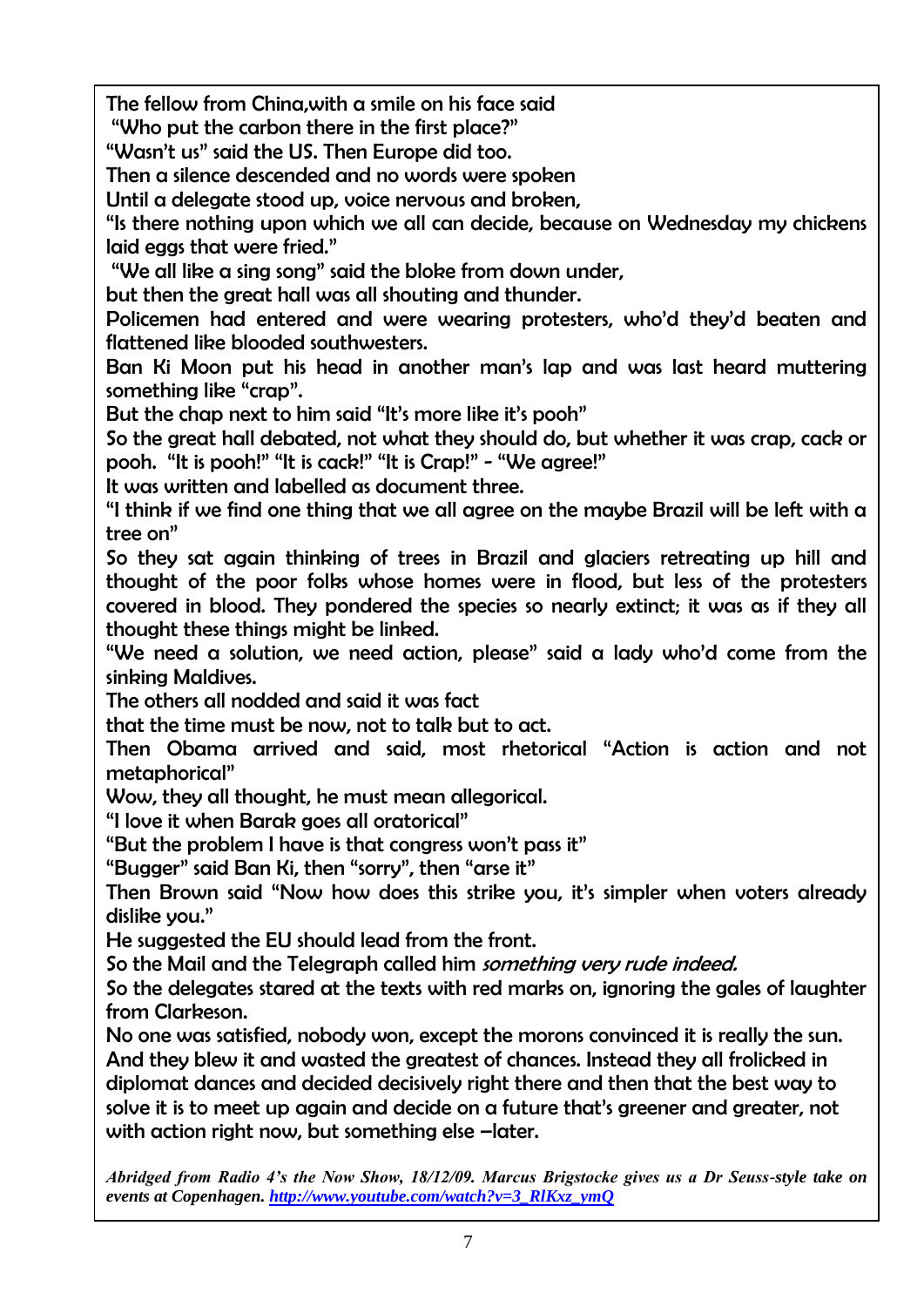The fellow from China,with a smile on his face said
"Who put the carbon there in the first place?"
"Wasn't us" said the US. Then Europe did too.
Then a silence descended and no words were spoken
Until a delegate stood up, voice nervous and broken,
"Is there nothing upon which we all can decide, because on Wednesday my chickens laid eggs that were fried."
"We all like a sing song" said the bloke from down under,
but then the great hall was all shouting and thunder.
Policemen had entered and were wearing protesters, who'd they'd beaten and flattened like blooded southwesters.
Ban Ki Moon put his head in another man's lap and was last heard muttering something like "crap".
But the chap next to him said "It's more like it's pooh"
So the great hall debated, not what they should do, but whether it was crap, cack or pooh. "It is pooh!" "It is cack!" "It is Crap!" - "We agree!"
It was written and labelled as document three.
"I think if we find one thing that we all agree on the maybe Brazil will be left with a tree on"
So they sat again thinking of trees in Brazil and glaciers retreating up hill and thought of the poor folks whose homes were in flood, but less of the protesters covered in blood. They pondered the species so nearly extinct; it was as if they all thought these things might be linked.
"We need a solution, we need action, please" said a lady who'd come from the sinking Maldives.
The others all nodded and said it was fact
that the time must be now, not to talk but to act.
Then Obama arrived and said, most rhetorical "Action is action and not metaphorical"
Wow, they all thought, he must mean allegorical.
"I love it when Barak goes all oratorical"
"But the problem I have is that congress won't pass it"
"Bugger" said Ban Ki, then "sorry", then "arse it"
Then Brown said "Now how does this strike you, it's simpler when voters already dislike you."
He suggested the EU should lead from the front.
So the Mail and the Telegraph called him *something very rude indeed.*
So the delegates stared at the texts with red marks on, ignoring the gales of laughter from Clarkeson.
No one was satisfied, nobody won, except the morons convinced it is really the sun.
And they blew it and wasted the greatest of chances. Instead they all frolicked in diplomat dances and decided decisively right there and then that the best way to solve it is to meet up again and decide on a future that's greener and greater, not with action right now, but something else –later.

***Abridged from Radio 4's the Now Show, 18/12/09. Marcus Brigstocke gives us a Dr Seuss-style take on events at Copenhagen. http://www.youtube.com/watch?v=3_RlKxz_ymQ***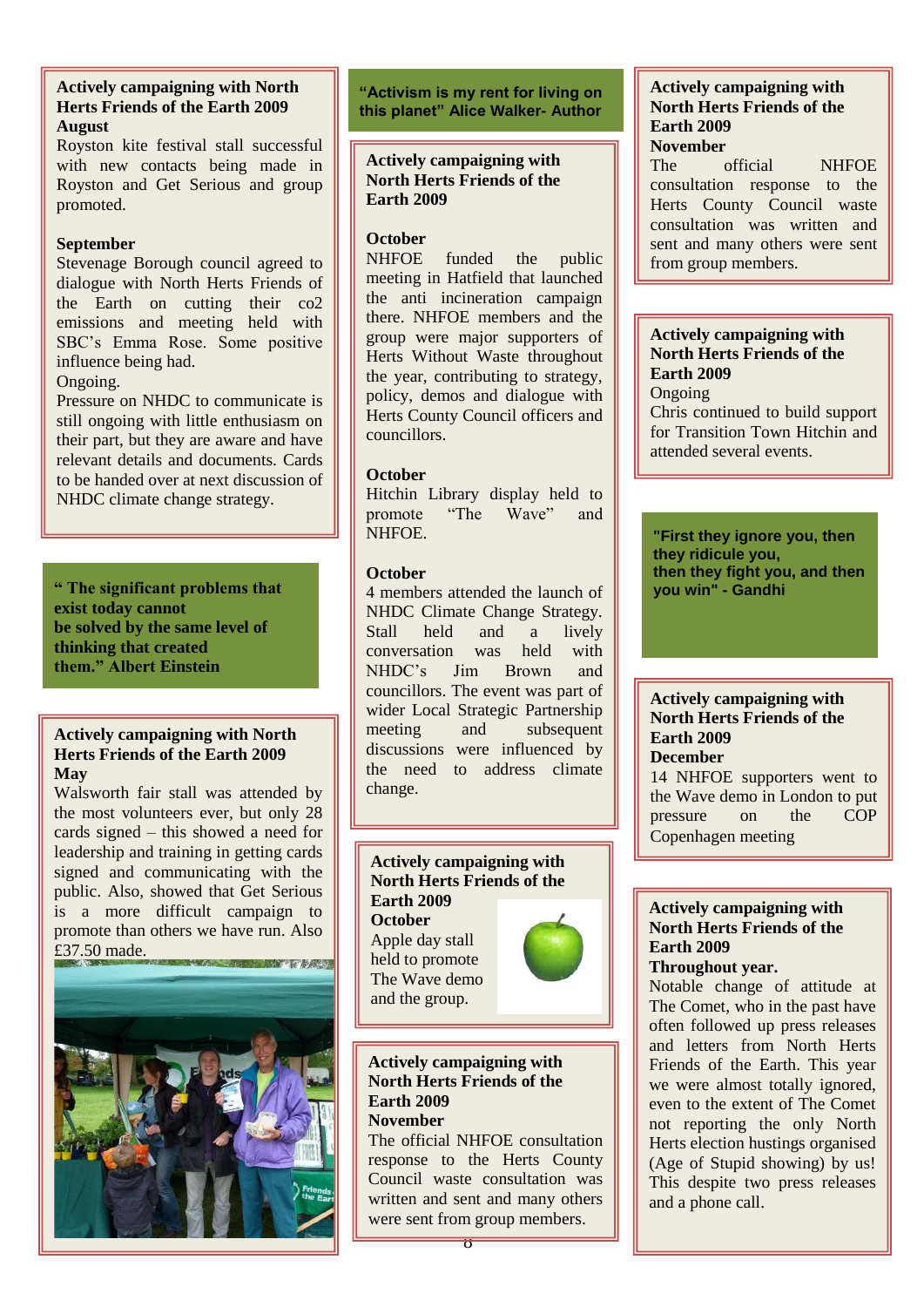### Actively campaigning with North Herts Friends of the Earth 2009

**August**

Royston kite festival stall successful with new contacts being made in Royston and Get Serious and group promoted.

**September**

Stevenage Borough council agreed to dialogue with North Herts Friends of the Earth on cutting their co2 emissions and meeting held with SBC's Emma Rose. Some positive influence being had.

Ongoing.

Pressure on NHDC to communicate is still ongoing with little enthusiasm on their part, but they are aware and have relevant details and documents. Cards to be handed over at next discussion of NHDC climate change strategy.

> **" The significant problems that exist today cannot be solved by the same level of thinking that created them." Albert Einstein**

### Actively campaigning with North Herts Friends of the Earth 2009

**May**

Walsworth fair stall was attended by the most volunteers ever, but only 28 cards signed – this showed a need for leadership and training in getting cards signed and communicating with the public. Also, showed that Get Serious is a more difficult campaign to promote than others we have run. Also £37.50 made.

> **"Activism is my rent for living on this planet" Alice Walker- Author**

### Actively campaigning with North Herts Friends of the Earth 2009

**October**

NHFOE funded the public meeting in Hatfield that launched the anti incineration campaign there. NHFOE members and the group were major supporters of Herts Without Waste throughout the year, contributing to strategy, policy, demos and dialogue with Herts County Council officers and councillors.

**October**

Hitchin Library display held to promote "The Wave" and NHFOE.

**October**

4 members attended the launch of NHDC Climate Change Strategy. Stall held and a lively conversation was held with NHDC's Jim Brown and councillors. The event was part of wider Local Strategic Partnership meeting and subsequent discussions were influenced by the need to address climate change.

### Actively campaigning with North Herts Friends of the Earth 2009

**October**

Apple day stall held to promote The Wave demo and the group.

### Actively campaigning with North Herts Friends of the Earth 2009

**November**

The official NHFOE consultation response to the Herts County Council waste consultation was written and sent and many others were sent from group members.

### Actively campaigning with North Herts Friends of the Earth 2009

**November**

The official NHFOE consultation response to the Herts County Council waste consultation was written and sent and many others were sent from group members.

### Actively campaigning with North Herts Friends of the Earth 2009

Ongoing

Chris continued to build support for Transition Town Hitchin and attended several events.

> **"First they ignore you, then they ridicule you, then they fight you, and then you win" - Gandhi**

### Actively campaigning with North Herts Friends of the Earth 2009

**December**

14 NHFOE supporters went to the Wave demo in London to put pressure on the COP Copenhagen meeting

### Actively campaigning with North Herts Friends of the Earth 2009

**Throughout year.**

Notable change of attitude at The Comet, who in the past have often followed up press releases and letters from North Herts Friends of the Earth. This year we were almost totally ignored, even to the extent of The Comet not reporting the only North Herts election hustings organised (Age of Stupid showing) by us! This despite two press releases and a phone call.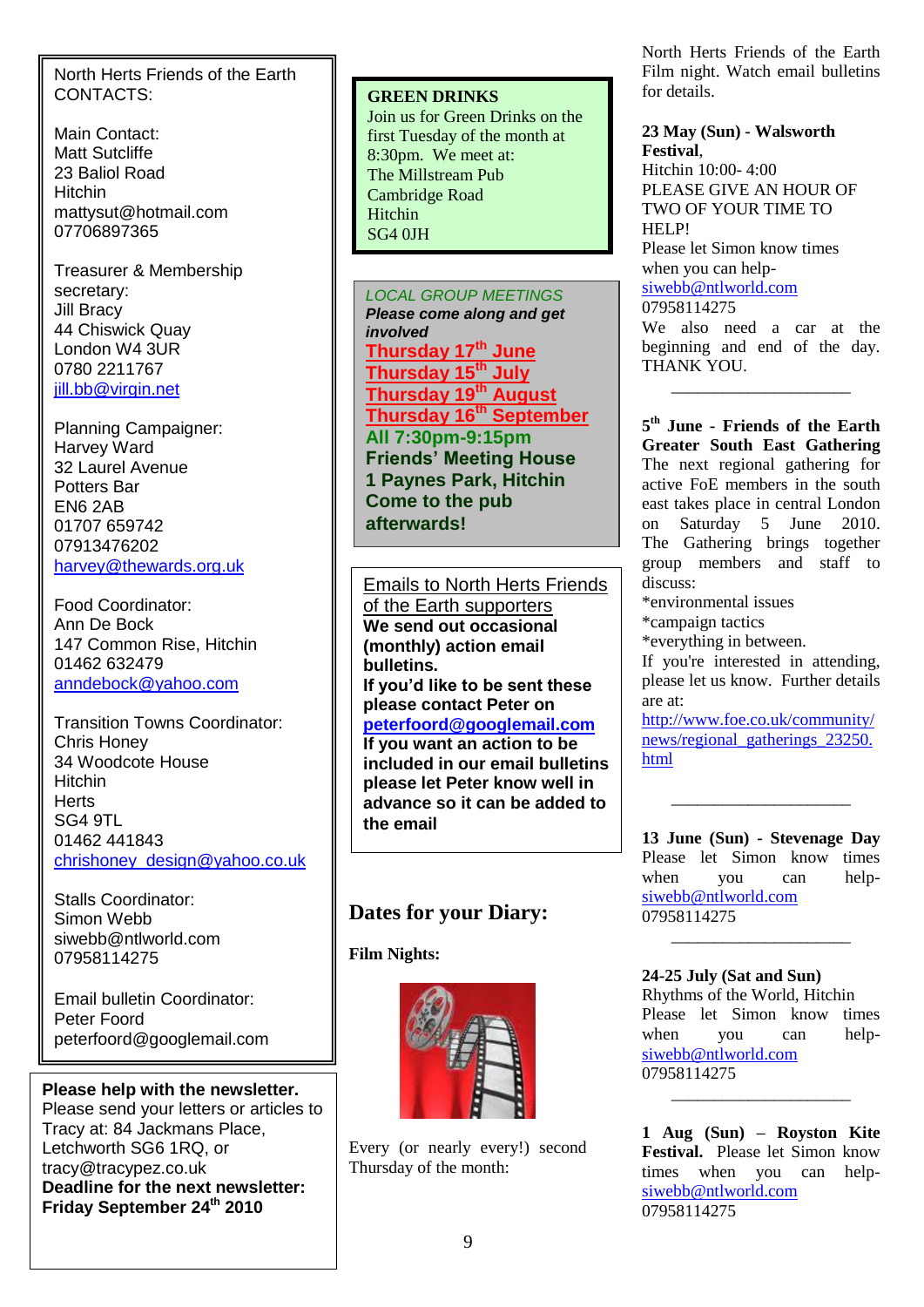North Herts Friends of the Earth CONTACTS:

Main Contact:
Matt Sutcliffe
23 Baliol Road
Hitchin
mattysut@hotmail.com
07706897365

Treasurer & Membership secretary:
Jill Bracy
44 Chiswick Quay
London W4 3UR
0780 2211767
jill.bb@virgin.net

Planning Campaigner:
Harvey Ward
32 Laurel Avenue
Potters Bar
EN6 2AB
01707 659742
07913476202
harvey@thewards.org.uk

Food Coordinator:
Ann De Bock
147 Common Rise, Hitchin
01462 632479
anndebock@yahoo.com

Transition Towns Coordinator:
Chris Honey
34 Woodcote House
Hitchin
Herts
SG4 9TL
01462 441843
chrishoney_design@yahoo.co.uk

Stalls Coordinator:
Simon Webb
siwebb@ntlworld.com
07958114275

Email bulletin Coordinator:
Peter Foord
peterfoord@googlemail.com

**Please help with the newsletter.**
Please send your letters or articles to Tracy at: 84 Jackmans Place, Letchworth SG6 1RQ, or tracy@tracypez.co.uk
**Deadline for the next newsletter: Friday September 24th 2010**

**GREEN DRINKS**
Join us for Green Drinks on the first Tuesday of the month at 8:30pm. We meet at:
The Millstream Pub
Cambridge Road
Hitchin
SG4 0JH

*LOCAL GROUP MEETINGS*
***Please come along and get involved***
**Thursday 17th June**
**Thursday 15th July**
**Thursday 19th August**
**Thursday 16th September**
**All 7:30pm-9:15pm**
**Friends' Meeting House**
**1 Paynes Park, Hitchin**
**Come to the pub afterwards!**

Emails to North Herts Friends of the Earth supporters
**We send out occasional (monthly) action email bulletins.**
**If you'd like to be sent these please contact Peter on peterfoord@googlemail.com**
**If you want an action to be included in our email bulletins please let Peter know well in advance so it can be added to the email**

## Dates for your Diary:

**Film Nights:**

Every (or nearly every!) second Thursday of the month:

North Herts Friends of the Earth Film night. Watch email bulletins for details.

**23 May (Sun) - Walsworth Festival**,
Hitchin 10:00- 4:00
PLEASE GIVE AN HOUR OF TWO OF YOUR TIME TO HELP!
Please let Simon know times when you can help- siwebb@ntlworld.com
07958114275
We also need a car at the beginning and end of the day. THANK YOU.

---

**5th June - Friends of the Earth Greater South East Gathering**
The next regional gathering for active FoE members in the south east takes place in central London on Saturday 5 June 2010. The Gathering brings together group members and staff to discuss:
*environmental issues
*campaign tactics
*everything in between.
If you're interested in attending, please let us know. Further details are at:
http://www.foe.co.uk/community/news/regional_gatherings_23250.html

---

**13 June (Sun) - Stevenage Day**
Please let Simon know times when you can help- siwebb@ntlworld.com
07958114275

---

**24-25 July (Sat and Sun)**
Rhythms of the World, Hitchin
Please let Simon know times when you can help- siwebb@ntlworld.com
07958114275

---

**1 Aug (Sun) – Royston Kite Festival.** Please let Simon know times when you can help- siwebb@ntlworld.com
07958114275